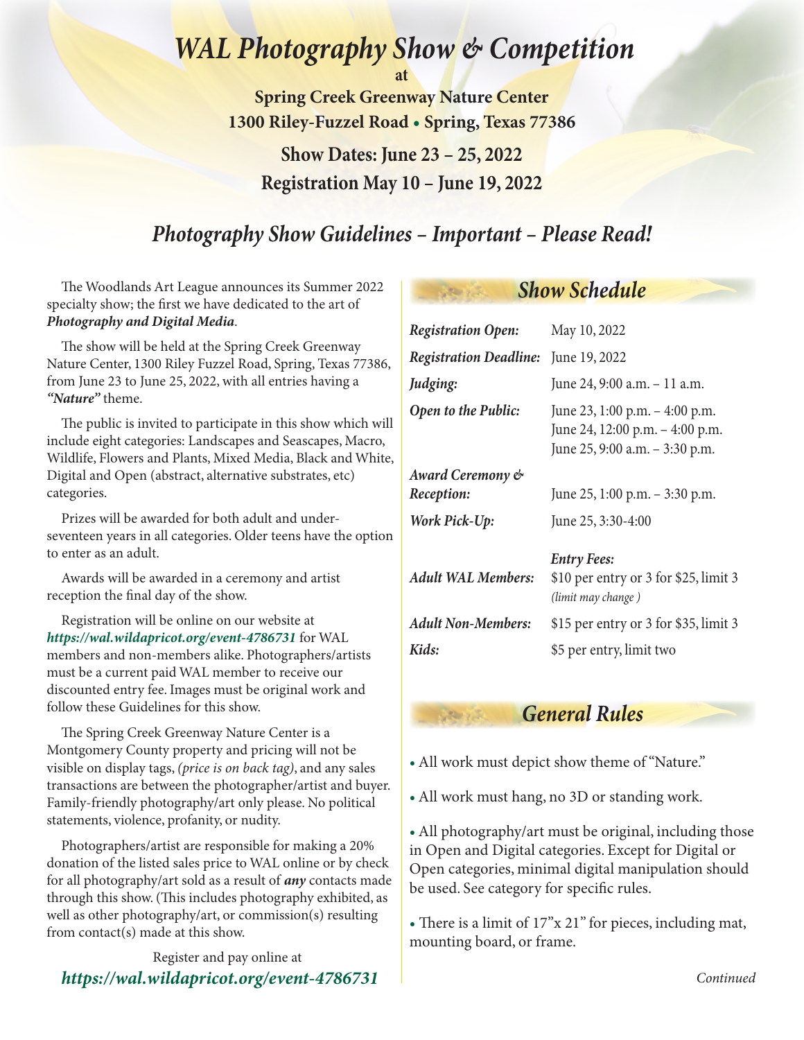# *WAL Photography Show & Competition*

**at**

**Spring Creek Greenway Nature Center**

**1300 Riley-Fuzzel Road • Spring, Texas 77386**

**Show Dates: June 23 – 25, 2022**

**Registration May 10 – June 19, 2022**

## *Photography Show Guidelines – Important – Please Read!*

The Woodlands Art League announces its Summer 2022 specialty show; the first we have dedicated to the art of ***Photography and Digital Media***.

The show will be held at the Spring Creek Greenway Nature Center, 1300 Riley Fuzzel Road, Spring, Texas 77386, from June 23 to June 25, 2022, with all entries having a ***"Nature"*** theme.

The public is invited to participate in this show which will include eight categories: Landscapes and Seascapes, Macro, Wildlife, Flowers and Plants, Mixed Media, Black and White, Digital and Open (abstract, alternative substrates, etc) categories.

Prizes will be awarded for both adult and under-seventeen years in all categories. Older teens have the option to enter as an adult.

Awards will be awarded in a ceremony and artist reception the final day of the show.

Registration will be online on our website at ***https://wal.wildapricot.org/event-4786731*** for WAL members and non-members alike. Photographers/artists must be a current paid WAL member to receive our discounted entry fee. Images must be original work and follow these Guidelines for this show.

The Spring Creek Greenway Nature Center is a Montgomery County property and pricing will not be visible on display tags, *(price is on back tag)*, and any sales transactions are between the photographer/artist and buyer. Family-friendly photography/art only please. No political statements, violence, profanity, or nudity.

Photographers/artist are responsible for making a 20% donation of the listed sales price to WAL online or by check for all photography/art sold as a result of ***any*** contacts made through this show. (This includes photography exhibited, as well as other photography/art, or commission(s) resulting from contact(s) made at this show.

Register and pay online at

***https://wal.wildapricot.org/event-4786731***

## *Show Schedule*

| | |
|---|---|
| ***Registration Open:*** | May 10, 2022 |
| ***Registration Deadline:*** | June 19, 2022 |
| ***Judging:*** | June 24, 9:00 a.m. – 11 a.m. |
| ***Open to the Public:*** | June 23, 1:00 p.m. – 4:00 p.m.<br>June 24, 12:00 p.m. – 4:00 p.m.<br>June 25, 9:00 a.m. – 3:30 p.m. |
| ***Award Ceremony & Reception:*** | June 25, 1:00 p.m. – 3:30 p.m. |
| ***Work Pick-Up:*** | June 25, 3:30-4:00 |
| | ***Entry Fees:*** |
| ***Adult WAL Members:*** | $10 per entry or 3 for $25, limit 3 *(limit may change )* |
| ***Adult Non-Members:*** | $15 per entry or 3 for $35, limit 3 |
| ***Kids:*** | $5 per entry, limit two |

## *General Rules*

- All work must depict show theme of "Nature."
- All work must hang, no 3D or standing work.
- All photography/art must be original, including those in Open and Digital categories. Except for Digital or Open categories, minimal digital manipulation should be used. See category for specific rules.
- There is a limit of 17"x 21" for pieces, including mat, mounting board, or frame.

*Continued*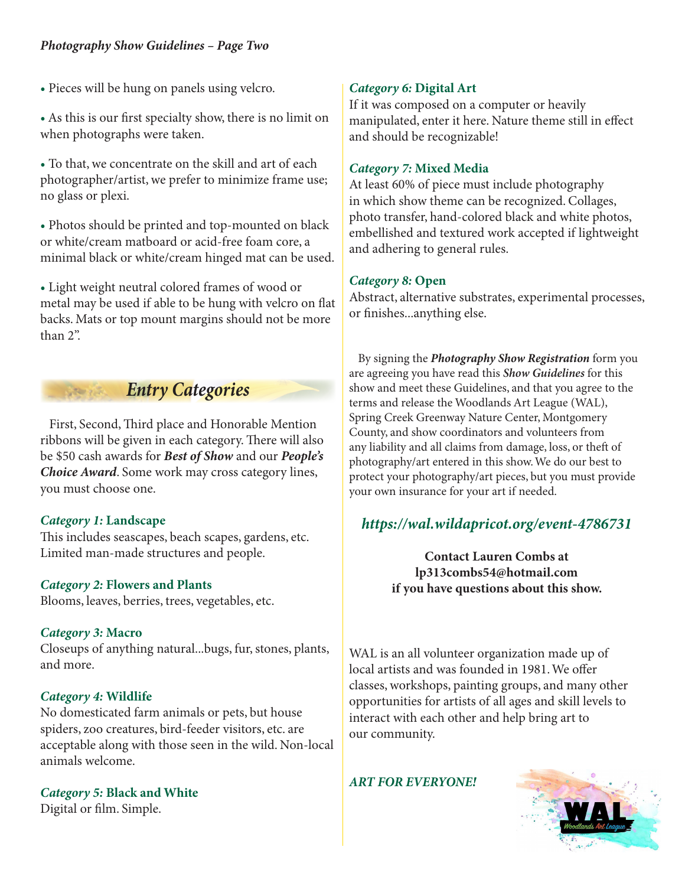- Pieces will be hung on panels using velcro.
- As this is our first specialty show, there is no limit on when photographs were taken.
- To that, we concentrate on the skill and art of each photographer/artist, we prefer to minimize frame use; no glass or plexi.
- Photos should be printed and top-mounted on black or white/cream matboard or acid-free foam core, a minimal black or white/cream hinged mat can be used.
- Light weight neutral colored frames of wood or metal may be used if able to be hung with velcro on flat backs. Mats or top mount margins should not be more than 2".

## *Entry Categories*

First, Second, Third place and Honorable Mention ribbons will be given in each category. There will also be $50 cash awards for ***Best of Show*** and our ***People's Choice Award***. Some work may cross category lines, you must choose one.

***Category 1:* Landscape**
This includes seascapes, beach scapes, gardens, etc. Limited man-made structures and people.

***Category 2:* Flowers and Plants**
Blooms, leaves, berries, trees, vegetables, etc.

***Category 3:* Macro**
Closeups of anything natural...bugs, fur, stones, plants, and more.

***Category 4:* Wildlife**
No domesticated farm animals or pets, but house spiders, zoo creatures, bird-feeder visitors, etc. are acceptable along with those seen in the wild. Non-local animals welcome.

***Category 5:* Black and White**
Digital or film. Simple.

***Category 6:* Digital Art**
If it was composed on a computer or heavily manipulated, enter it here. Nature theme still in effect and should be recognizable!

***Category 7:* Mixed Media**
At least 60% of piece must include photography in which show theme can be recognized. Collages, photo transfer, hand-colored black and white photos, embellished and textured work accepted if lightweight and adhering to general rules.

***Category 8:* Open**
Abstract, alternative substrates, experimental processes, or finishes...anything else.

By signing the ***Photography Show Registration*** form you are agreeing you have read this ***Show Guidelines*** for this show and meet these Guidelines, and that you agree to the terms and release the Woodlands Art League (WAL), Spring Creek Greenway Nature Center, Montgomery County, and show coordinators and volunteers from any liability and all claims from damage, loss, or theft of photography/art entered in this show. We do our best to protect your photography/art pieces, but you must provide your own insurance for your art if needed.

***https://wal.wildapricot.org/event-4786731***

**Contact Lauren Combs at lp313combs54@hotmail.com if you have questions about this show.**

WAL is an all volunteer organization made up of local artists and was founded in 1981. We offer classes, workshops, painting groups, and many other opportunities for artists of all ages and skill levels to interact with each other and help bring art to our community.

***ART FOR EVERYONE!***

WAL Woodlands Art League